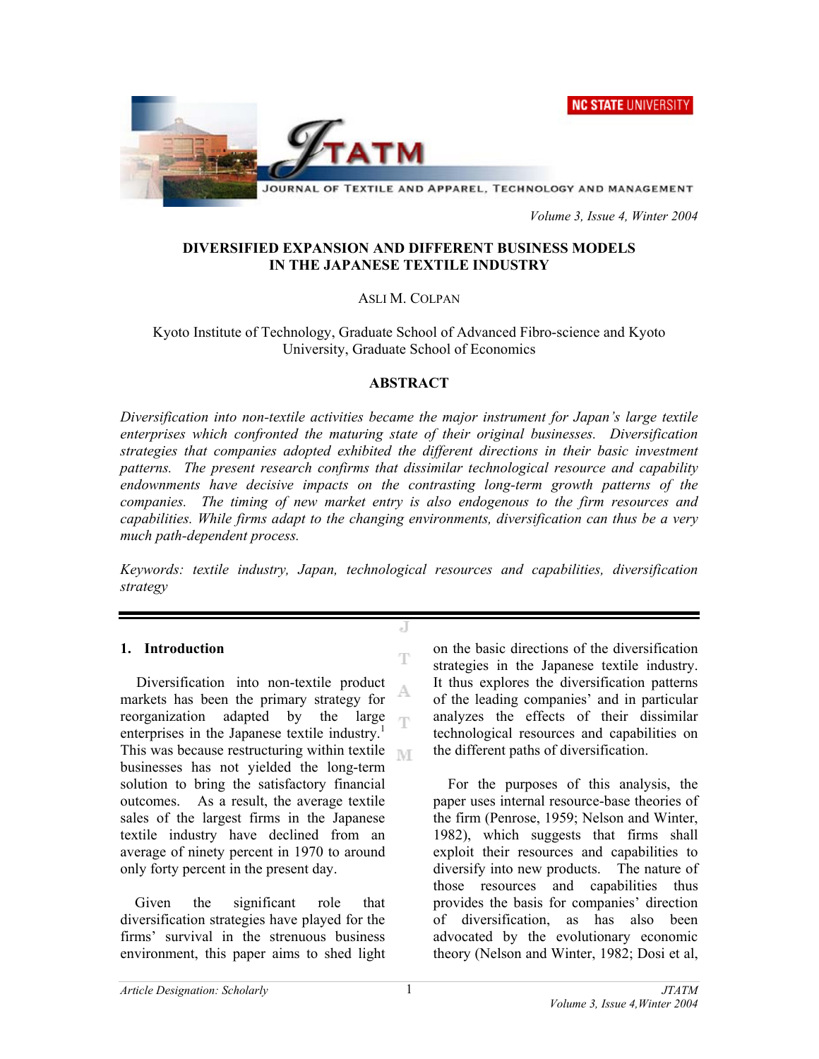# DIVERSIFIED EXPANSION AND DIFFERENT BUSINESS MODELS IN THE JAPANESE TEXTILE INDUSTRY

ASLI M. COLPAN

Kyoto Institute of Technology, Graduate School of Advanced Fibro-science and Kyoto University, Graduate School of Economics

## ABSTRACT

*Diversification into non-textile activities became the major instrument for Japan's large textile enterprises which confronted the maturing state of their original businesses. Diversification strategies that companies adopted exhibited the different directions in their basic investment patterns. The present research confirms that dissimilar technological resource and capability endowments have decisive impacts on the contrasting long-term growth patterns of the companies. The timing of new market entry is also endogenous to the firm resources and capabilities. While firms adapt to the changing environments, diversification can thus be a very much path-dependent process.*

*Keywords: textile industry, Japan, technological resources and capabilities, diversification strategy*

## 1. Introduction

Diversification into non-textile product markets has been the primary strategy for reorganization adapted by the large enterprises in the Japanese textile industry.[1] This was because restructuring within textile businesses has not yielded the long-term solution to bring the satisfactory financial outcomes. As a result, the average textile sales of the largest firms in the Japanese textile industry have declined from an average of ninety percent in 1970 to around only forty percent in the present day.

Given the significant role that diversification strategies have played for the firms' survival in the strenuous business environment, this paper aims to shed light on the basic directions of the diversification strategies in the Japanese textile industry. It thus explores the diversification patterns of the leading companies' and in particular analyzes the effects of their dissimilar technological resources and capabilities on the different paths of diversification.

For the purposes of this analysis, the paper uses internal resource-base theories of the firm (Penrose, 1959; Nelson and Winter, 1982), which suggests that firms shall exploit their resources and capabilities to diversify into new products. The nature of those resources and capabilities thus provides the basis for companies' direction of diversification, as has also been advocated by the evolutionary economic theory (Nelson and Winter, 1982; Dosi et al,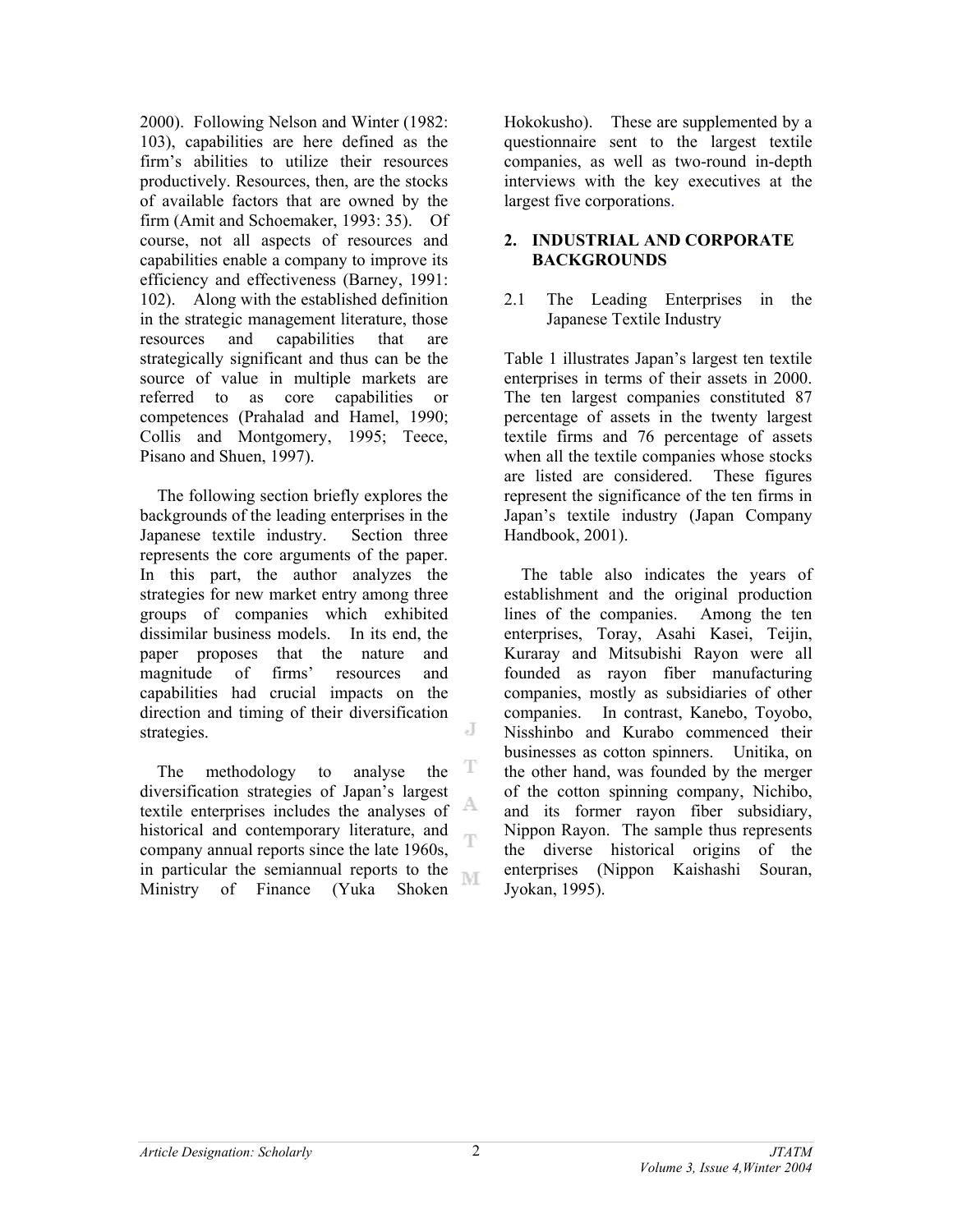2000). Following Nelson and Winter (1982: 103), capabilities are here defined as the firm's abilities to utilize their resources productively. Resources, then, are the stocks of available factors that are owned by the firm (Amit and Schoemaker, 1993: 35). Of course, not all aspects of resources and capabilities enable a company to improve its efficiency and effectiveness (Barney, 1991: 102). Along with the established definition in the strategic management literature, those resources and capabilities that are strategically significant and thus can be the source of value in multiple markets are referred to as core capabilities or competences (Prahalad and Hamel, 1990; Collis and Montgomery, 1995; Teece, Pisano and Shuen, 1997).

The following section briefly explores the backgrounds of the leading enterprises in the Japanese textile industry. Section three represents the core arguments of the paper. In this part, the author analyzes the strategies for new market entry among three groups of companies which exhibited dissimilar business models. In its end, the paper proposes that the nature and magnitude of firms' resources and capabilities had crucial impacts on the direction and timing of their diversification strategies.

The methodology to analyse the diversification strategies of Japan's largest textile enterprises includes the analyses of historical and contemporary literature, and company annual reports since the late 1960s, in particular the semiannual reports to the Ministry of Finance (Yuka Shoken Hokokusho). These are supplemented by a questionnaire sent to the largest textile companies, as well as two-round in-depth interviews with the key executives at the largest five corporations.

## 2. INDUSTRIAL AND CORPORATE BACKGROUNDS

### 2.1 The Leading Enterprises in the Japanese Textile Industry

Table 1 illustrates Japan's largest ten textile enterprises in terms of their assets in 2000. The ten largest companies constituted 87 percentage of assets in the twenty largest textile firms and 76 percentage of assets when all the textile companies whose stocks are listed are considered. These figures represent the significance of the ten firms in Japan's textile industry (Japan Company Handbook, 2001).

The table also indicates the years of establishment and the original production lines of the companies. Among the ten enterprises, Toray, Asahi Kasei, Teijin, Kuraray and Mitsubishi Rayon were all founded as rayon fiber manufacturing companies, mostly as subsidiaries of other companies. In contrast, Kanebo, Toyobo, Nisshinbo and Kurabo commenced their businesses as cotton spinners. Unitika, on the other hand, was founded by the merger of the cotton spinning company, Nichibo, and its former rayon fiber subsidiary, Nippon Rayon. The sample thus represents the diverse historical origins of the enterprises (Nippon Kaishashi Souran, Jyokan, 1995).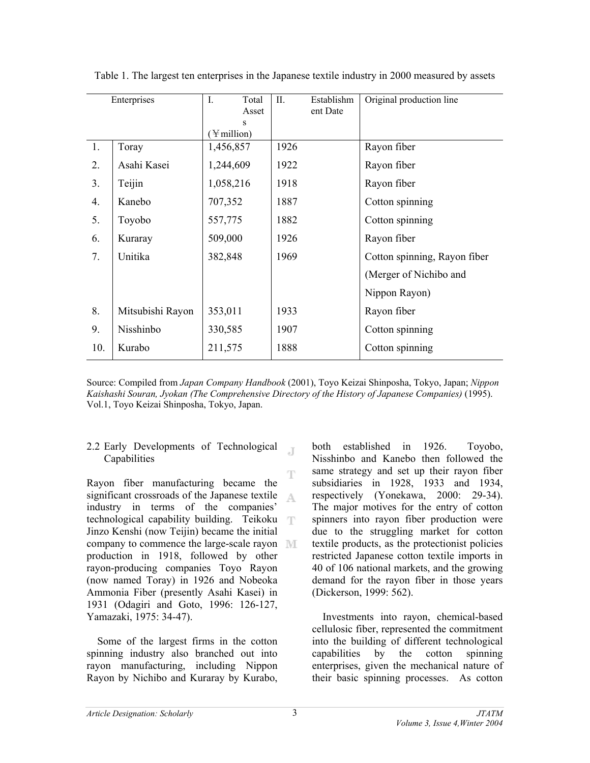Table 1. The largest ten enterprises in the Japanese textile industry in 2000 measured by assets

| | Enterprises | I. Total Assets (￥million) | II. Establishment Date | Original production line |
|---|---|---|---|---|
| 1. | Toray | 1,456,857 | 1926 | Rayon fiber |
| 2. | Asahi Kasei | 1,244,609 | 1922 | Rayon fiber |
| 3. | Teijin | 1,058,216 | 1918 | Rayon fiber |
| 4. | Kanebo | 707,352 | 1887 | Cotton spinning |
| 5. | Toyobo | 557,775 | 1882 | Cotton spinning |
| 6. | Kuraray | 509,000 | 1926 | Rayon fiber |
| 7. | Unitika | 382,848 | 1969 | Cotton spinning, Rayon fiber (Merger of Nichibo and Nippon Rayon) |
| 8. | Mitsubishi Rayon | 353,011 | 1933 | Rayon fiber |
| 9. | Nisshinbo | 330,585 | 1907 | Cotton spinning |
| 10. | Kurabo | 211,575 | 1888 | Cotton spinning |

Source: Compiled from *Japan Company Handbook* (2001), Toyo Keizai Shinposha, Tokyo, Japan; *Nippon Kaishashi Souran, Jyokan (The Comprehensive Directory of the History of Japanese Companies)* (1995). Vol.1, Toyo Keizai Shinposha, Tokyo, Japan.

### 2.2 Early Developments of Technological Capabilities

Rayon fiber manufacturing became the significant crossroads of the Japanese textile industry in terms of the companies' technological capability building. Teikoku Jinzo Kenshi (now Teijin) became the initial company to commence the large-scale rayon production in 1918, followed by other rayon-producing companies Toyo Rayon (now named Toray) in 1926 and Nobeoka Ammonia Fiber (presently Asahi Kasei) in 1931 (Odagiri and Goto, 1996: 126-127, Yamazaki, 1975: 34-47).

Some of the largest firms in the cotton spinning industry also branched out into rayon manufacturing, including Nippon Rayon by Nichibo and Kuraray by Kurabo, both established in 1926. Toyobo, Nisshinbo and Kanebo then followed the same strategy and set up their rayon fiber subsidiaries in 1928, 1933 and 1934, respectively (Yonekawa, 2000: 29-34). The major motives for the entry of cotton spinners into rayon fiber production were due to the struggling market for cotton textile products, as the protectionist policies restricted Japanese cotton textile imports in 40 of 106 national markets, and the growing demand for the rayon fiber in those years (Dickerson, 1999: 562).

Investments into rayon, chemical-based cellulosic fiber, represented the commitment into the building of different technological capabilities by the cotton spinning enterprises, given the mechanical nature of their basic spinning processes. As cotton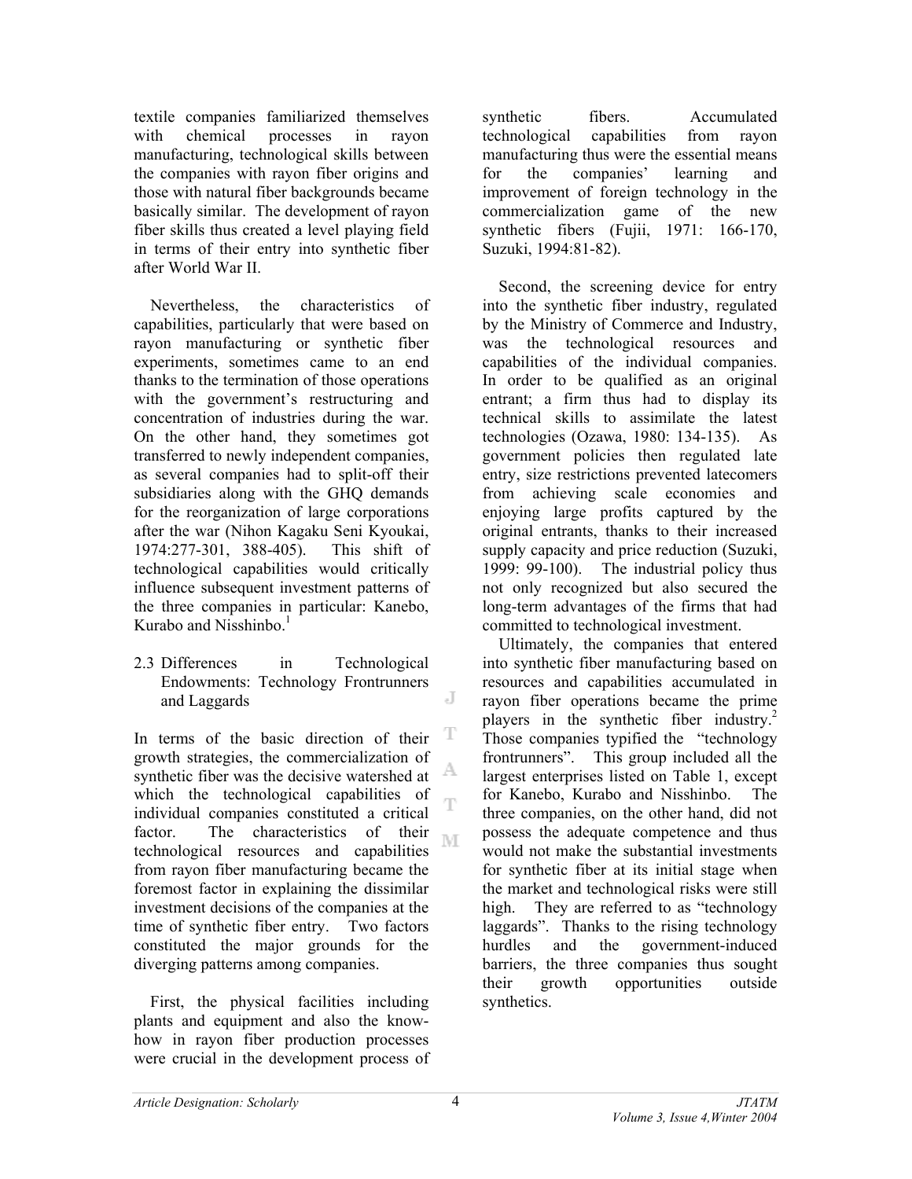textile companies familiarized themselves with chemical processes in rayon manufacturing, technological skills between the companies with rayon fiber origins and those with natural fiber backgrounds became basically similar. The development of rayon fiber skills thus created a level playing field in terms of their entry into synthetic fiber after World War II.

Nevertheless, the characteristics of capabilities, particularly that were based on rayon manufacturing or synthetic fiber experiments, sometimes came to an end thanks to the termination of those operations with the government's restructuring and concentration of industries during the war. On the other hand, they sometimes got transferred to newly independent companies, as several companies had to split-off their subsidiaries along with the GHQ demands for the reorganization of large corporations after the war (Nihon Kagaku Seni Kyoukai, 1974:277-301, 388-405). This shift of technological capabilities would critically influence subsequent investment patterns of the three companies in particular: Kanebo, Kurabo and Nisshinbo.[1]

### 2.3 Differences in Technological Endowments: Technology Frontrunners and Laggards

In terms of the basic direction of their growth strategies, the commercialization of synthetic fiber was the decisive watershed at which the technological capabilities of individual companies constituted a critical factor. The characteristics of their technological resources and capabilities from rayon fiber manufacturing became the foremost factor in explaining the dissimilar investment decisions of the companies at the time of synthetic fiber entry. Two factors constituted the major grounds for the diverging patterns among companies.

First, the physical facilities including plants and equipment and also the know-how in rayon fiber production processes were crucial in the development process of synthetic fibers. Accumulated technological capabilities from rayon manufacturing thus were the essential means for the companies' learning and improvement of foreign technology in the commercialization game of the new synthetic fibers (Fujii, 1971: 166-170, Suzuki, 1994:81-82).

Second, the screening device for entry into the synthetic fiber industry, regulated by the Ministry of Commerce and Industry, was the technological resources and capabilities of the individual companies. In order to be qualified as an original entrant; a firm thus had to display its technical skills to assimilate the latest technologies (Ozawa, 1980: 134-135). As government policies then regulated late entry, size restrictions prevented latecomers from achieving scale economies and enjoying large profits captured by the original entrants, thanks to their increased supply capacity and price reduction (Suzuki, 1999: 99-100). The industrial policy thus not only recognized but also secured the long-term advantages of the firms that had committed to technological investment.

Ultimately, the companies that entered into synthetic fiber manufacturing based on resources and capabilities accumulated in rayon fiber operations became the prime players in the synthetic fiber industry.[2] Those companies typified the "technology frontrunners". This group included all the largest enterprises listed on Table 1, except for Kanebo, Kurabo and Nisshinbo. The three companies, on the other hand, did not possess the adequate competence and thus would not make the substantial investments for synthetic fiber at its initial stage when the market and technological risks were still high. They are referred to as "technology laggards". Thanks to the rising technology hurdles and the government-induced barriers, the three companies thus sought their growth opportunities outside synthetics.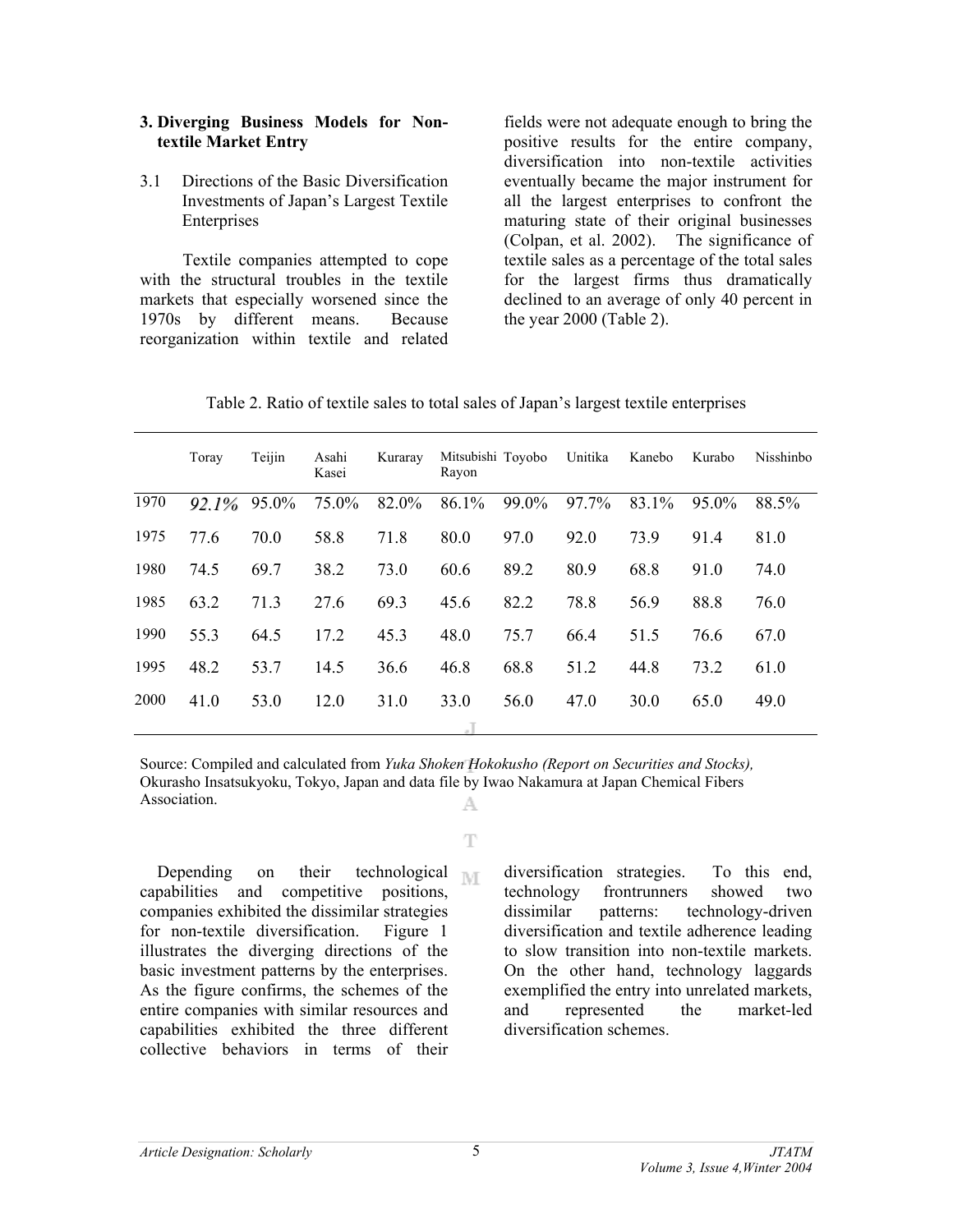### 3. Diverging Business Models for Non-textile Market Entry

#### 3.1 Directions of the Basic Diversification Investments of Japan's Largest Textile Enterprises

Textile companies attempted to cope with the structural troubles in the textile markets that especially worsened since the 1970s by different means. Because reorganization within textile and related fields were not adequate enough to bring the positive results for the entire company, diversification into non-textile activities eventually became the major instrument for all the largest enterprises to confront the maturing state of their original businesses (Colpan, et al. 2002). The significance of textile sales as a percentage of the total sales for the largest firms thus dramatically declined to an average of only 40 percent in the year 2000 (Table 2).

Table 2. Ratio of textile sales to total sales of Japan's largest textile enterprises

| | Toray | Teijin | Asahi Kasei | Kuraray | Mitsubishi Rayon | Toyobo | Unitika | Kanebo | Kurabo | Nisshinbo |
|---|---|---|---|---|---|---|---|---|---|---|
| 1970 | *92.1%* | 95.0% | 75.0% | 82.0% | 86.1% | 99.0% | 97.7% | 83.1% | 95.0% | 88.5% |
| 1975 | 77.6 | 70.0 | 58.8 | 71.8 | 80.0 | 97.0 | 92.0 | 73.9 | 91.4 | 81.0 |
| 1980 | 74.5 | 69.7 | 38.2 | 73.0 | 60.6 | 89.2 | 80.9 | 68.8 | 91.0 | 74.0 |
| 1985 | 63.2 | 71.3 | 27.6 | 69.3 | 45.6 | 82.2 | 78.8 | 56.9 | 88.8 | 76.0 |
| 1990 | 55.3 | 64.5 | 17.2 | 45.3 | 48.0 | 75.7 | 66.4 | 51.5 | 76.6 | 67.0 |
| 1995 | 48.2 | 53.7 | 14.5 | 36.6 | 46.8 | 68.8 | 51.2 | 44.8 | 73.2 | 61.0 |
| 2000 | 41.0 | 53.0 | 12.0 | 31.0 | 33.0 | 56.0 | 47.0 | 30.0 | 65.0 | 49.0 |

Source: Compiled and calculated from *Yuka Shoken Hokokusho (Report on Securities and Stocks),* Okurasho Insatsukyoku, Tokyo, Japan and data file by Iwao Nakamura at Japan Chemical Fibers Association.

Depending on their technological capabilities and competitive positions, companies exhibited the dissimilar strategies for non-textile diversification. Figure 1 illustrates the diverging directions of the basic investment patterns by the enterprises. As the figure confirms, the schemes of the entire companies with similar resources and capabilities exhibited the three different collective behaviors in terms of their diversification strategies. To this end, technology frontrunners showed two dissimilar patterns: technology-driven diversification and textile adherence leading to slow transition into non-textile markets. On the other hand, technology laggards exemplified the entry into unrelated markets, and represented the market-led diversification schemes.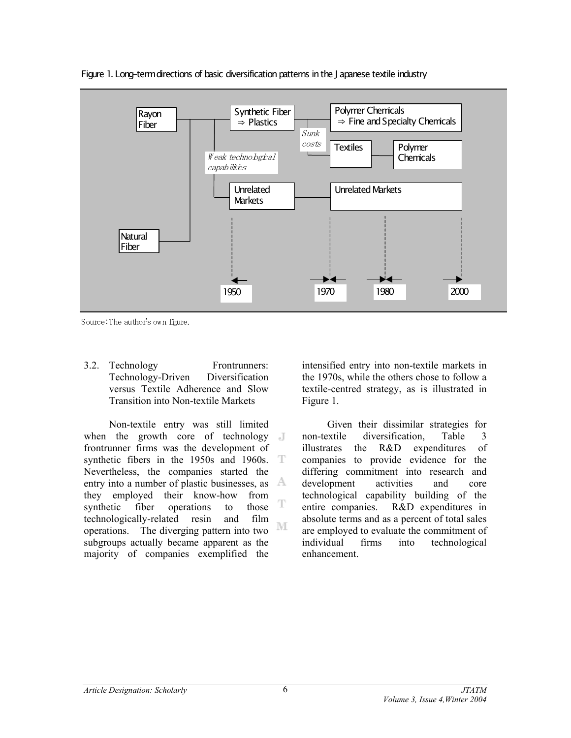Figure 1. Long-term directions of basic diversification patterns in the Japanese textile industry

Source: The author's own figure.

3.2. Technology Frontrunners: Technology-Driven Diversification versus Textile Adherence and Slow Transition into Non-textile Markets

Non-textile entry was still limited when the growth core of technology frontrunner firms was the development of synthetic fibers in the 1950s and 1960s. Nevertheless, the companies started the entry into a number of plastic businesses, as they employed their know-how from synthetic fiber operations to those technologically-related resin and film operations. The diverging pattern into two subgroups actually became apparent as the majority of companies exemplified the intensified entry into non-textile markets in the 1970s, while the others chose to follow a textile-centred strategy, as is illustrated in Figure 1.

Given their dissimilar strategies for non-textile diversification, Table 3 illustrates the R&D expenditures of companies to provide evidence for the differing commitment into research and development activities and core technological capability building of the entire companies. R&D expenditures in absolute terms and as a percent of total sales are employed to evaluate the commitment of individual firms into technological enhancement.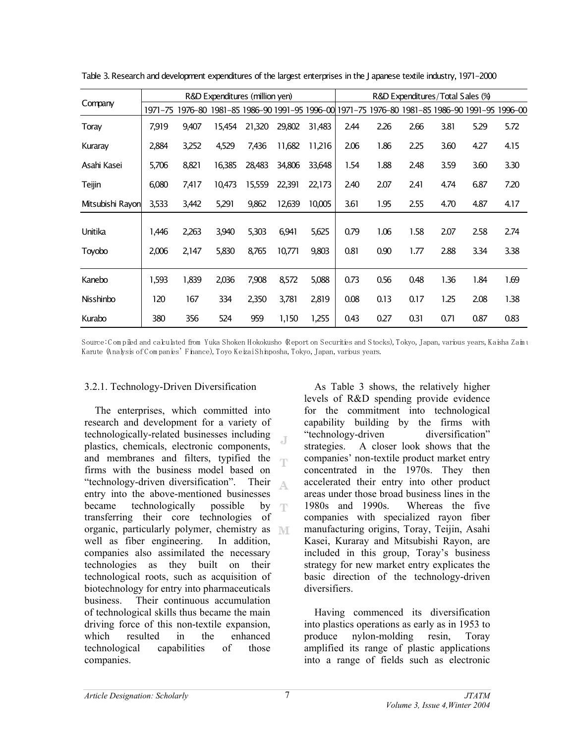Table 3. Research and development expenditures of the largest enterprises in the Japanese textile industry, 1971-2000

| Company | R&D Expenditures (million yen) | | | | | | R&D Expenditures/Total Sales (%) | | | | | |
|---|---|---|---|---|---|---|---|---|---|---|---|---|
| | 1971-75 | 1976-80 | 1981-85 | 1986-90 | 1991-95 | 1996-00 | 1971-75 | 1976-80 | 1981-85 | 1986-90 | 1991-95 | 1996-00 |
| Toray | 7,919 | 9,407 | 15,454 | 21,320 | 29,802 | 31,483 | 2.44 | 2.26 | 2.66 | 3.81 | 5.29 | 5.72 |
| Kuraray | 2,884 | 3,252 | 4,529 | 7,436 | 11,682 | 11,216 | 2.06 | 1.86 | 2.25 | 3.60 | 4.27 | 4.15 |
| Asahi Kasei | 5,706 | 8,821 | 16,385 | 28,483 | 34,806 | 33,648 | 1.54 | 1.88 | 2.48 | 3.59 | 3.60 | 3.30 |
| Teijin | 6,080 | 7,417 | 10,473 | 15,559 | 22,391 | 22,173 | 2.40 | 2.07 | 2.41 | 4.74 | 6.87 | 7.20 |
| Mitsubishi Rayon | 3,533 | 3,442 | 5,291 | 9,862 | 12,639 | 10,005 | 3.61 | 1.95 | 2.55 | 4.70 | 4.87 | 4.17 |
| Unitika | 1,446 | 2,263 | 3,940 | 5,303 | 6,941 | 5,625 | 0.79 | 1.06 | 1.58 | 2.07 | 2.58 | 2.74 |
| Toyobo | 2,006 | 2,147 | 5,830 | 8,765 | 10,771 | 9,803 | 0.81 | 0.90 | 1.77 | 2.88 | 3.34 | 3.38 |
| Kanebo | 1,593 | 1,839 | 2,036 | 7,908 | 8,572 | 5,088 | 0.73 | 0.56 | 0.48 | 1.36 | 1.84 | 1.69 |
| Nisshinbo | 120 | 167 | 334 | 2,350 | 3,781 | 2,819 | 0.08 | 0.13 | 0.17 | 1.25 | 2.08 | 1.38 |
| Kurabo | 380 | 356 | 524 | 959 | 1,150 | 1,255 | 0.43 | 0.27 | 0.31 | 0.71 | 0.87 | 0.83 |

Source: Compiled and calculated from Yuka Shoken Hokokusho (Report on Securities and Stocks), Tokyo, Japan, various years, Kaisha Zaimu Karute (Analysis of Companies' Finance), Toyo Keizai Shinposha, Tokyo, Japan, various years.

### 3.2.1. Technology-Driven Diversification

The enterprises, which committed into research and development for a variety of technologically-related businesses including plastics, chemicals, electronic components, and membranes and filters, typified the firms with the business model based on "technology-driven diversification". Their entry into the above-mentioned businesses became technologically possible by transferring their core technologies of organic, particularly polymer, chemistry as well as fiber engineering. In addition, companies also assimilated the necessary technologies as they built on their technological roots, such as acquisition of biotechnology for entry into pharmaceuticals business. Their continuous accumulation of technological skills thus became the main driving force of this non-textile expansion, which resulted in the enhanced technological capabilities of those companies.

As Table 3 shows, the relatively higher levels of R&D spending provide evidence for the commitment into technological capability building by the firms with "technology-driven diversification" strategies. A closer look shows that the companies' non-textile product market entry concentrated in the 1970s. They then accelerated their entry into other product areas under those broad business lines in the 1980s and 1990s. Whereas the five companies with specialized rayon fiber manufacturing origins, Toray, Teijin, Asahi Kasei, Kuraray and Mitsubishi Rayon, are included in this group, Toray's business strategy for new market entry explicates the basic direction of the technology-driven diversifiers.

Having commenced its diversification into plastics operations as early as in 1953 to produce nylon-molding resin, Toray amplified its range of plastic applications into a range of fields such as electronic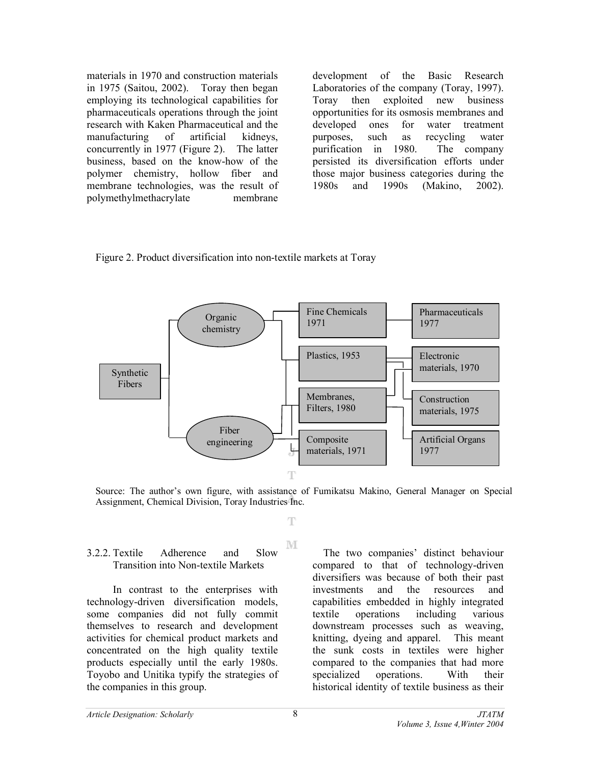materials in 1970 and construction materials in 1975 (Saitou, 2002). Toray then began employing its technological capabilities for pharmaceuticals operations through the joint research with Kaken Pharmaceutical and the manufacturing of artificial kidneys, concurrently in 1977 (Figure 2). The latter business, based on the know-how of the polymer chemistry, hollow fiber and membrane technologies, was the result of polymethylmethacrylate membrane development of the Basic Research Laboratories of the company (Toray, 1997). Toray then exploited new business opportunities for its osmosis membranes and developed ones for water treatment purposes, such as recycling water purification in 1980. The company persisted its diversification efforts under those major business categories during the 1980s and 1990s (Makino, 2002).

Figure 2. Product diversification into non-textile markets at Toray

Synthetic Fibers

Organic chemistry

Fiber engineering

Fine Chemicals 1971

Plastics, 1953

Membranes, Filters, 1980

Composite materials, 1971

Pharmaceuticals 1977

Electronic materials, 1970

Construction materials, 1975

Artificial Organs 1977

Source: The author's own figure, with assistance of Fumikatsu Makino, General Manager on Special Assignment, Chemical Division, Toray Industries Inc.

### 3.2.2. Textile Adherence and Slow Transition into Non-textile Markets

In contrast to the enterprises with technology-driven diversification models, some companies did not fully commit themselves to research and development activities for chemical product markets and concentrated on the high quality textile products especially until the early 1980s. Toyobo and Unitika typify the strategies of the companies in this group.

The two companies' distinct behaviour compared to that of technology-driven diversifiers was because of both their past investments and the resources and capabilities embedded in highly integrated textile operations including various downstream processes such as weaving, knitting, dyeing and apparel. This meant the sunk costs in textiles were higher compared to the companies that had more specialized operations. With their historical identity of textile business as their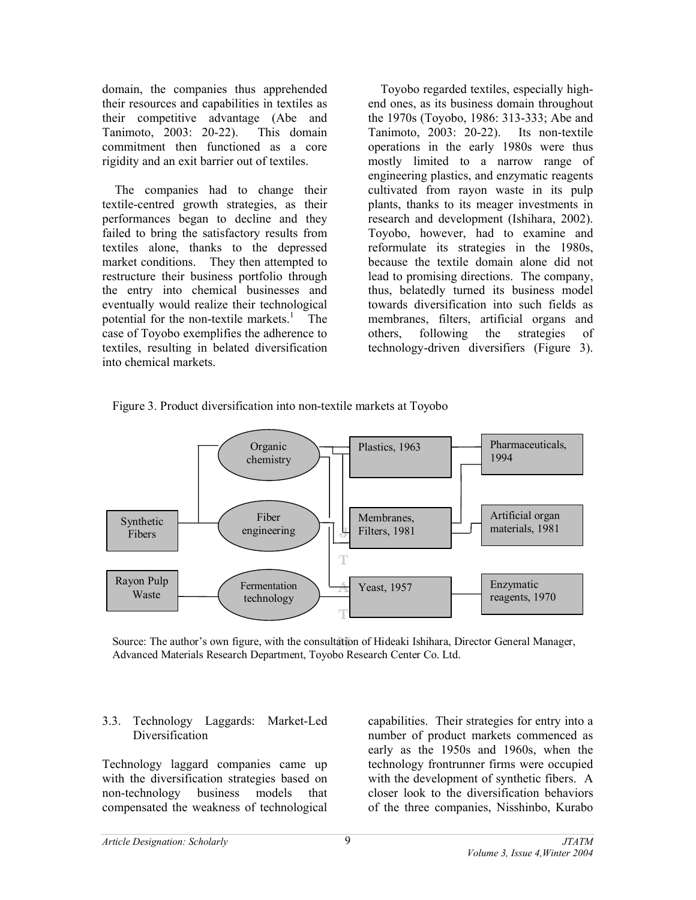domain, the companies thus apprehended their resources and capabilities in textiles as their competitive advantage (Abe and Tanimoto, 2003: 20-22). This domain commitment then functioned as a core rigidity and an exit barrier out of textiles.

The companies had to change their textile-centred growth strategies, as their performances began to decline and they failed to bring the satisfactory results from textiles alone, thanks to the depressed market conditions. They then attempted to restructure their business portfolio through the entry into chemical businesses and eventually would realize their technological potential for the non-textile markets.[1] The case of Toyobo exemplifies the adherence to textiles, resulting in belated diversification into chemical markets.

Toyobo regarded textiles, especially high-end ones, as its business domain throughout the 1970s (Toyobo, 1986: 313-333; Abe and Tanimoto, 2003: 20-22). Its non-textile operations in the early 1980s were thus mostly limited to a narrow range of engineering plastics, and enzymatic reagents cultivated from rayon waste in its pulp plants, thanks to its meager investments in research and development (Ishihara, 2002). Toyobo, however, had to examine and reformulate its strategies in the 1980s, because the textile domain alone did not lead to promising directions. The company, thus, belatedly turned its business model towards diversification into such fields as membranes, filters, artificial organs and others, following the strategies of technology-driven diversifiers (Figure 3).

Figure 3. Product diversification into non-textile markets at Toyobo

Synthetic Fibers → Organic chemistry; Fiber engineering

Rayon Pulp Waste → Fermentation technology

Organic chemistry → Plastics, 1963; Membranes, Filters, 1981

Fiber engineering → Membranes, Filters, 1981; Yeast, 1957

Fermentation technology → Yeast, 1957

Plastics, 1963 → Pharmaceuticals, 1994

Membranes, Filters, 1981 → Pharmaceuticals, 1994; Artificial organ materials, 1981

Yeast, 1957 → Enzymatic reagents, 1970

Source: The author's own figure, with the consultation of Hideaki Ishihara, Director General Manager, Advanced Materials Research Department, Toyobo Research Center Co. Ltd.

### 3.3. Technology Laggards: Market-Led Diversification

Technology laggard companies came up with the diversification strategies based on non-technology business models that compensated the weakness of technological capabilities. Their strategies for entry into a number of product markets commenced as early as the 1950s and 1960s, when the technology frontrunner firms were occupied with the development of synthetic fibers. A closer look to the diversification behaviors of the three companies, Nisshinbo, Kurabo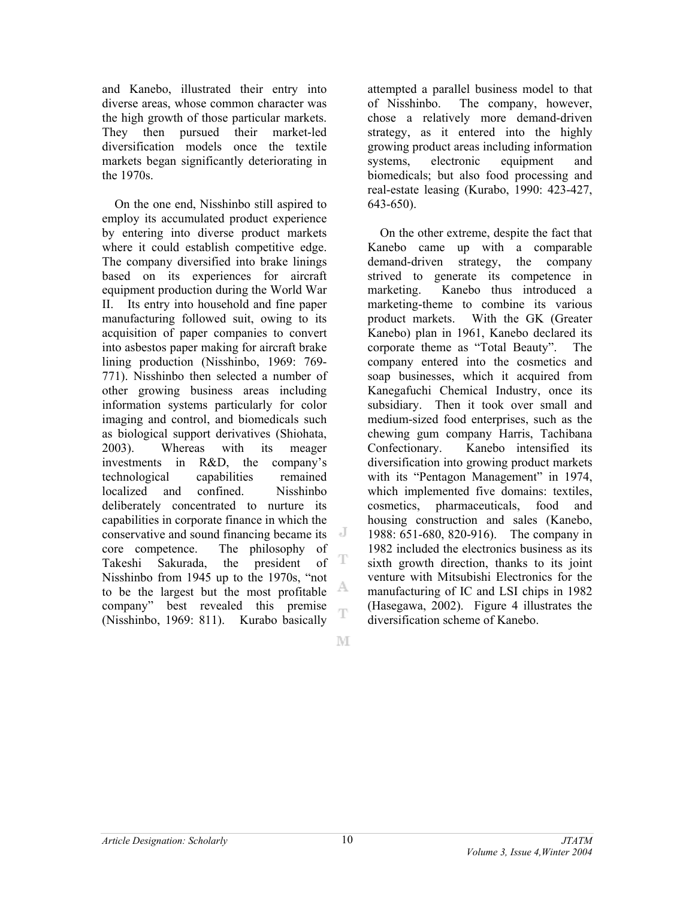and Kanebo, illustrated their entry into diverse areas, whose common character was the high growth of those particular markets. They then pursued their market-led diversification models once the textile markets began significantly deteriorating in the 1970s.

On the one end, Nisshinbo still aspired to employ its accumulated product experience by entering into diverse product markets where it could establish competitive edge. The company diversified into brake linings based on its experiences for aircraft equipment production during the World War II. Its entry into household and fine paper manufacturing followed suit, owing to its acquisition of paper companies to convert into asbestos paper making for aircraft brake lining production (Nisshinbo, 1969: 769-771). Nisshinbo then selected a number of other growing business areas including information systems particularly for color imaging and control, and biomedicals such as biological support derivatives (Shiohata, 2003). Whereas with its meager investments in R&D, the company's technological capabilities remained localized and confined. Nisshinbo deliberately concentrated to nurture its capabilities in corporate finance in which the conservative and sound financing became its core competence. The philosophy of Takeshi Sakurada, the president of Nisshinbo from 1945 up to the 1970s, "not to be the largest but the most profitable company" best revealed this premise (Nisshinbo, 1969: 811). Kurabo basically attempted a parallel business model to that of Nisshinbo. The company, however, chose a relatively more demand-driven strategy, as it entered into the highly growing product areas including information systems, electronic equipment and biomedicals; but also food processing and real-estate leasing (Kurabo, 1990: 423-427, 643-650).

On the other extreme, despite the fact that Kanebo came up with a comparable demand-driven strategy, the company strived to generate its competence in marketing. Kanebo thus introduced a marketing-theme to combine its various product markets. With the GK (Greater Kanebo) plan in 1961, Kanebo declared its corporate theme as "Total Beauty". The company entered into the cosmetics and soap businesses, which it acquired from Kanegafuchi Chemical Industry, once its subsidiary. Then it took over small and medium-sized food enterprises, such as the chewing gum company Harris, Tachibana Confectionary. Kanebo intensified its diversification into growing product markets with its "Pentagon Management" in 1974, which implemented five domains: textiles, cosmetics, pharmaceuticals, food and housing construction and sales (Kanebo, 1988: 651-680, 820-916). The company in 1982 included the electronics business as its sixth growth direction, thanks to its joint venture with Mitsubishi Electronics for the manufacturing of IC and LSI chips in 1982 (Hasegawa, 2002). Figure 4 illustrates the diversification scheme of Kanebo.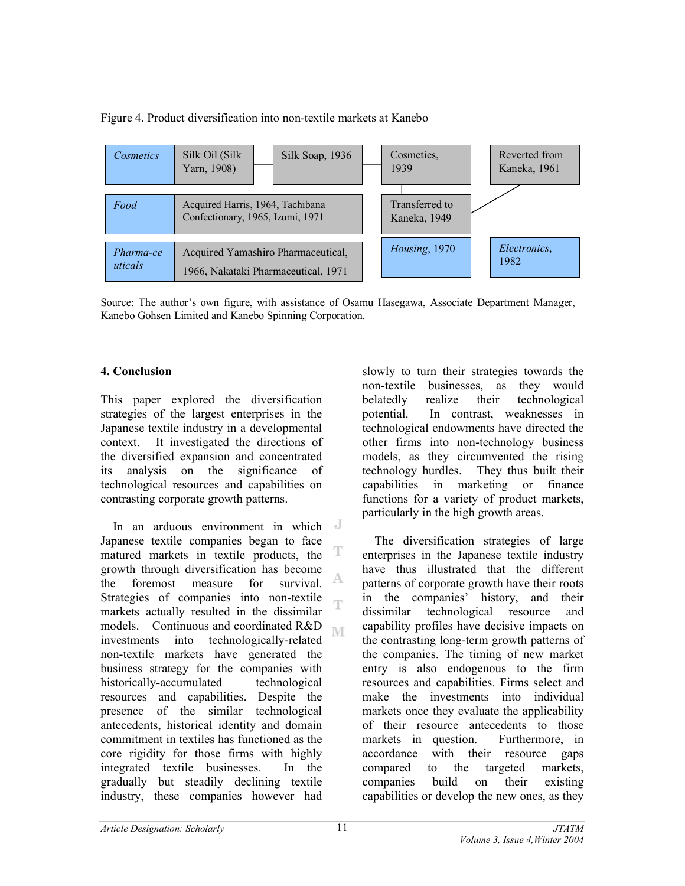Figure 4. Product diversification into non-textile markets at Kanebo

| | | | | |
|---|---|---|---|---|
| *Cosmetics* | Silk Oil (Silk Yarn, 1908) | Silk Soap, 1936 | Cosmetics, 1939 | Reverted from Kaneka, 1961 |
| *Food* | Acquired Harris, 1964, Tachibana Confectionary, 1965, Izumi, 1971 | | Transferred to Kaneka, 1949 | |
| *Pharma-ceuticals* | Acquired Yamashiro Pharmaceutical, 1966, Nakataki Pharmaceutical, 1971 | | *Housing*, 1970 | *Electronics*, 1982 |

Source: The author's own figure, with assistance of Osamu Hasegawa, Associate Department Manager, Kanebo Gohsen Limited and Kanebo Spinning Corporation.

## 4. Conclusion

This paper explored the diversification strategies of the largest enterprises in the Japanese textile industry in a developmental context. It investigated the directions of the diversified expansion and concentrated its analysis on the significance of technological resources and capabilities on contrasting corporate growth patterns.

In an arduous environment in which Japanese textile companies began to face matured markets in textile products, the growth through diversification has become the foremost measure for survival. Strategies of companies into non-textile markets actually resulted in the dissimilar models. Continuous and coordinated R&D investments into technologically-related non-textile markets have generated the business strategy for the companies with historically-accumulated technological resources and capabilities. Despite the presence of the similar technological antecedents, historical identity and domain commitment in textiles has functioned as the core rigidity for those firms with highly integrated textile businesses. In the gradually but steadily declining textile industry, these companies however had slowly to turn their strategies towards the non-textile businesses, as they would belatedly realize their technological potential. In contrast, weaknesses in technological endowments have directed the other firms into non-technology business models, as they circumvented the rising technology hurdles. They thus built their capabilities in marketing or finance functions for a variety of product markets, particularly in the high growth areas.

The diversification strategies of large enterprises in the Japanese textile industry have thus illustrated that the different patterns of corporate growth have their roots in the companies' history, and their dissimilar technological resource and capability profiles have decisive impacts on the contrasting long-term growth patterns of the companies. The timing of new market entry is also endogenous to the firm resources and capabilities. Firms select and make the investments into individual markets once they evaluate the applicability of their resource antecedents to those markets in question. Furthermore, in accordance with their resource gaps compared to the targeted markets, companies build on their existing capabilities or develop the new ones, as they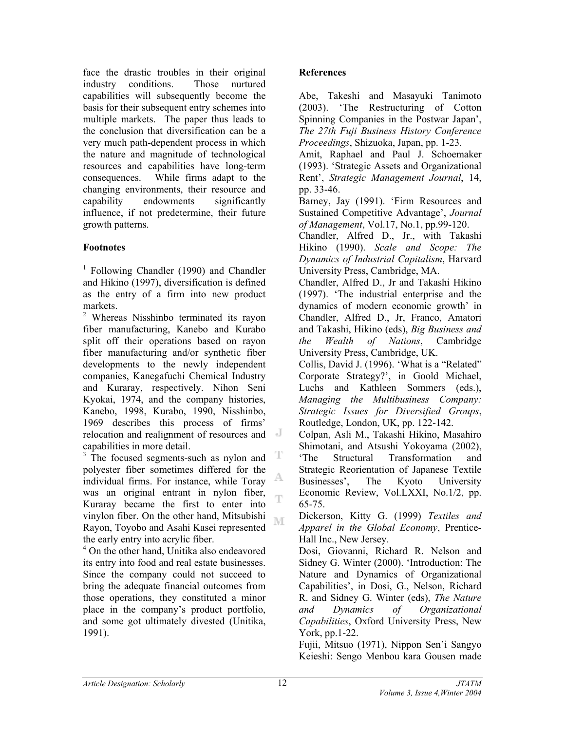face the drastic troubles in their original industry conditions. Those nurtured capabilities will subsequently become the basis for their subsequent entry schemes into multiple markets. The paper thus leads to the conclusion that diversification can be a very much path-dependent process in which the nature and magnitude of technological resources and capabilities have long-term consequences. While firms adapt to the changing environments, their resource and capability endowments significantly influence, if not predetermine, their future growth patterns.

## Footnotes

[1] Following Chandler (1990) and Chandler and Hikino (1997), diversification is defined as the entry of a firm into new product markets.

[2] Whereas Nisshinbo terminated its rayon fiber manufacturing, Kanebo and Kurabo split off their operations based on rayon fiber manufacturing and/or synthetic fiber developments to the newly independent companies, Kanegafuchi Chemical Industry and Kuraray, respectively. Nihon Seni Kyokai, 1974, and the company histories, Kanebo, 1998, Kurabo, 1990, Nisshinbo, 1969 describes this process of firms' relocation and realignment of resources and capabilities in more detail.

[3] The focused segments-such as nylon and polyester fiber sometimes differed for the individual firms. For instance, while Toray was an original entrant in nylon fiber, Kuraray became the first to enter into vinylon fiber. On the other hand, Mitsubishi Rayon, Toyobo and Asahi Kasei represented the early entry into acrylic fiber.

[4] On the other hand, Unitika also endeavored its entry into food and real estate businesses. Since the company could not succeed to bring the adequate financial outcomes from those operations, they constituted a minor place in the company's product portfolio, and some got ultimately divested (Unitika, 1991).

## References

Abe, Takeshi and Masayuki Tanimoto (2003). 'The Restructuring of Cotton Spinning Companies in the Postwar Japan', *The 27th Fuji Business History Conference Proceedings*, Shizuoka, Japan, pp. 1-23.

Amit, Raphael and Paul J. Schoemaker (1993). 'Strategic Assets and Organizational Rent', *Strategic Management Journal*, 14, pp. 33-46.

Barney, Jay (1991). 'Firm Resources and Sustained Competitive Advantage', *Journal of Management*, Vol.17, No.1, pp.99-120.

Chandler, Alfred D., Jr., with Takashi Hikino (1990). *Scale and Scope: The Dynamics of Industrial Capitalism*, Harvard University Press, Cambridge, MA.

Chandler, Alfred D., Jr and Takashi Hikino (1997). 'The industrial enterprise and the dynamics of modern economic growth' in Chandler, Alfred D., Jr, Franco, Amatori and Takashi, Hikino (eds), *Big Business and the Wealth of Nations*, Cambridge University Press, Cambridge, UK.

Collis, David J. (1996). 'What is a "Related" Corporate Strategy?', in Goold Michael, Luchs and Kathleen Sommers (eds.), *Managing the Multibusiness Company: Strategic Issues for Diversified Groups*, Routledge, London, UK, pp. 122-142.

Colpan, Asli M., Takashi Hikino, Masahiro Shimotani, and Atsushi Yokoyama (2002), 'The Structural Transformation and Strategic Reorientation of Japanese Textile Businesses', The Kyoto University Economic Review, Vol.LXXI, No.1/2, pp. 65-75.

Dickerson, Kitty G. (1999) *Textiles and Apparel in the Global Economy*, Prentice-Hall Inc., New Jersey.

Dosi, Giovanni, Richard R. Nelson and Sidney G. Winter (2000). 'Introduction: The Nature and Dynamics of Organizational Capabilities', in Dosi, G., Nelson, Richard R. and Sidney G. Winter (eds), *The Nature and Dynamics of Organizational Capabilities*, Oxford University Press, New York, pp.1-22.

Fujii, Mitsuo (1971), Nippon Sen'i Sangyo Keieishi: Sengo Menbou kara Gousen made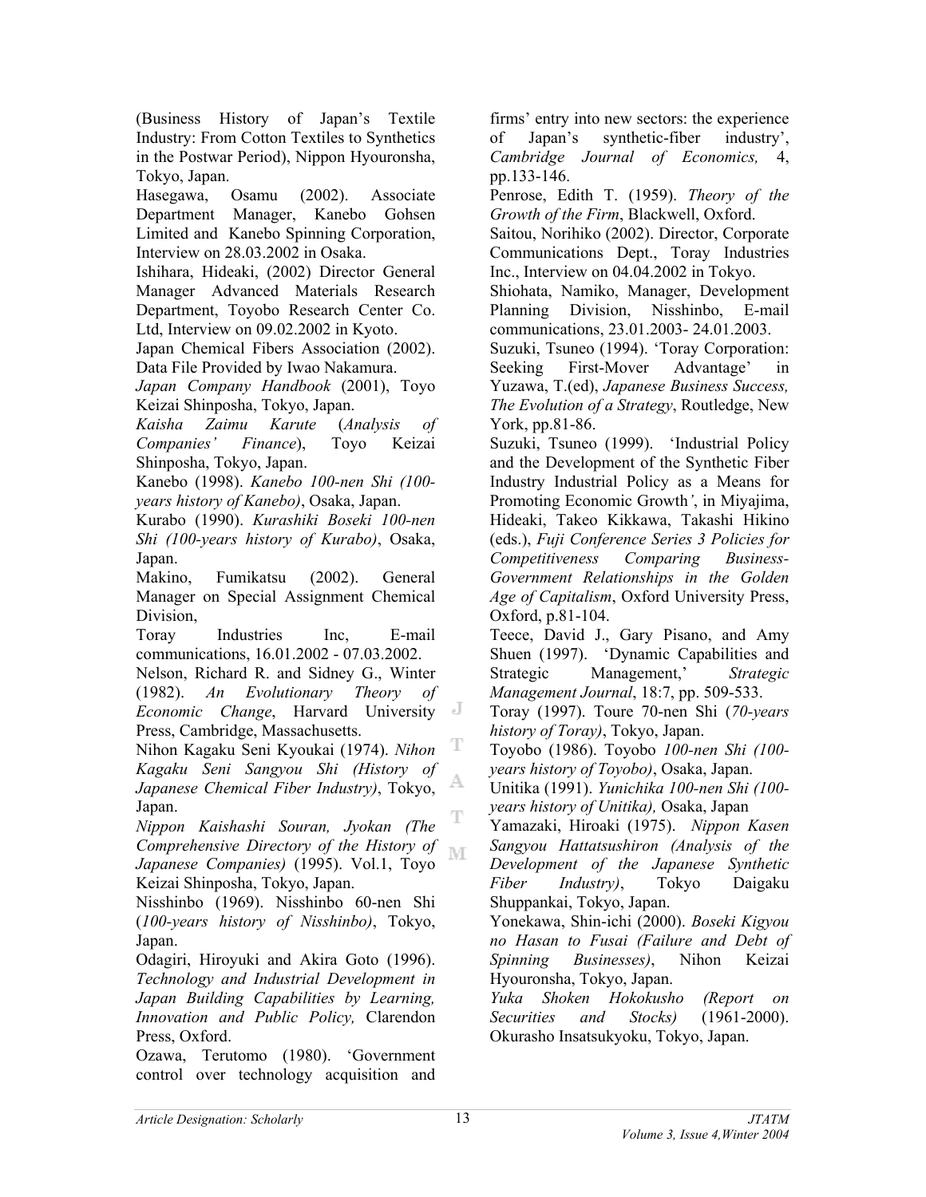(Business History of Japan's Textile Industry: From Cotton Textiles to Synthetics in the Postwar Period), Nippon Hyouronsha, Tokyo, Japan.

Hasegawa, Osamu (2002). Associate Department Manager, Kanebo Gohsen Limited and Kanebo Spinning Corporation, Interview on 28.03.2002 in Osaka.

Ishihara, Hideaki, (2002) Director General Manager Advanced Materials Research Department, Toyobo Research Center Co. Ltd, Interview on 09.02.2002 in Kyoto.

Japan Chemical Fibers Association (2002). Data File Provided by Iwao Nakamura.

*Japan Company Handbook* (2001), Toyo Keizai Shinposha, Tokyo, Japan.

*Kaisha Zaimu Karute* (*Analysis of Companies' Finance*), Toyo Keizai Shinposha, Tokyo, Japan.

Kanebo (1998). *Kanebo 100-nen Shi (100-years history of Kanebo)*, Osaka, Japan.

Kurabo (1990). *Kurashiki Boseki 100-nen Shi (100-years history of Kurabo)*, Osaka, Japan.

Makino, Fumikatsu (2002). General Manager on Special Assignment Chemical Division,
Toray Industries Inc, E-mail communications, 16.01.2002 - 07.03.2002.

Nelson, Richard R. and Sidney G., Winter (1982). *An Evolutionary Theory of Economic Change*, Harvard University Press, Cambridge, Massachusetts.

Nihon Kagaku Seni Kyoukai (1974). *Nihon Kagaku Seni Sangyou Shi (History of Japanese Chemical Fiber Industry)*, Tokyo, Japan.

*Nippon Kaishashi Souran, Jyokan (The Comprehensive Directory of the History of Japanese Companies)* (1995). Vol.1, Toyo Keizai Shinposha, Tokyo, Japan.

Nisshinbo (1969). Nisshinbo 60-nen Shi (*100-years history of Nisshinbo)*, Tokyo, Japan.

Odagiri, Hiroyuki and Akira Goto (1996). *Technology and Industrial Development in Japan Building Capabilities by Learning, Innovation and Public Policy,* Clarendon Press, Oxford.

Ozawa, Terutomo (1980). 'Government control over technology acquisition and firms' entry into new sectors: the experience of Japan's synthetic-fiber industry', *Cambridge Journal of Economics,* 4, pp.133-146.

Penrose, Edith T. (1959). *Theory of the Growth of the Firm*, Blackwell, Oxford.

Saitou, Norihiko (2002). Director, Corporate Communications Dept., Toray Industries Inc., Interview on 04.04.2002 in Tokyo.

Shiohata, Namiko, Manager, Development Planning Division, Nisshinbo, E-mail communications, 23.01.2003- 24.01.2003.

Suzuki, Tsuneo (1994). 'Toray Corporation: Seeking First-Mover Advantage' in Yuzawa, T.(ed), *Japanese Business Success, The Evolution of a Strategy*, Routledge, New York, pp.81-86.

Suzuki, Tsuneo (1999). 'Industrial Policy and the Development of the Synthetic Fiber Industry Industrial Policy as a Means for Promoting Economic Growth*'*, in Miyajima, Hideaki, Takeo Kikkawa, Takashi Hikino (eds.), *Fuji Conference Series 3 Policies for Competitiveness Comparing Business-Government Relationships in the Golden Age of Capitalism*, Oxford University Press, Oxford, p.81-104.

Teece, David J., Gary Pisano, and Amy Shuen (1997). 'Dynamic Capabilities and Strategic Management,' *Strategic Management Journal*, 18:7, pp. 509-533.

Toray (1997). Toure 70-nen Shi (*70-years history of Toray)*, Tokyo, Japan.

Toyobo (1986). Toyobo *100-nen Shi (100-years history of Toyobo)*, Osaka, Japan.

Unitika (1991). *Yunichika 100-nen Shi (100-years history of Unitika),* Osaka, Japan

Yamazaki, Hiroaki (1975). *Nippon Kasen Sangyou Hattatsushiron (Analysis of the Development of the Japanese Synthetic Fiber Industry)*, Tokyo Daigaku Shuppankai, Tokyo, Japan.

Yonekawa, Shin-ichi (2000). *Boseki Kigyou no Hasan to Fusai (Failure and Debt of Spinning Businesses)*, Nihon Keizai Hyouronsha, Tokyo, Japan.

*Yuka Shoken Hokokusho (Report on Securities and Stocks)* (1961-2000). Okurasho Insatsukyoku, Tokyo, Japan.